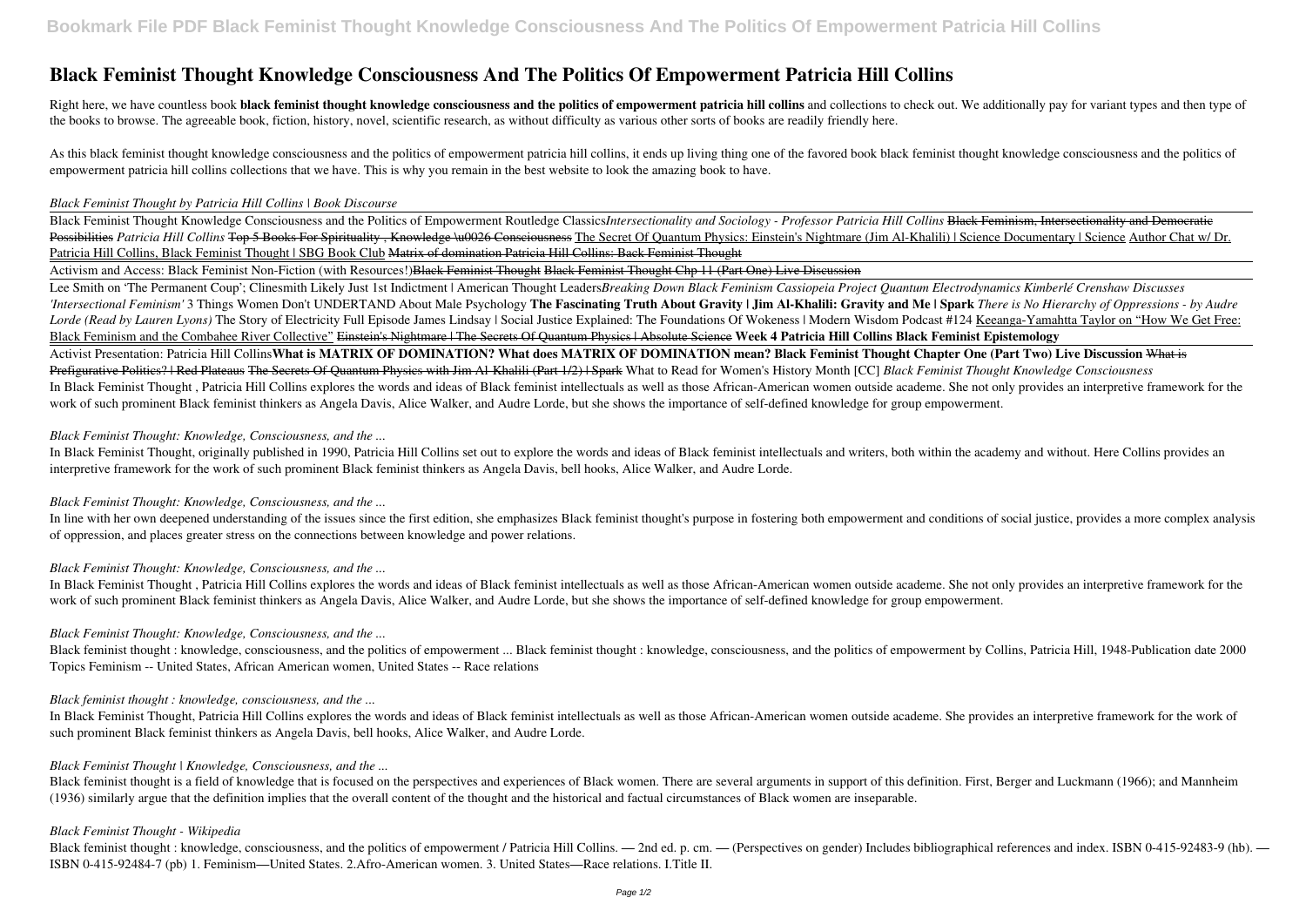# Black Feminist Thought Knowledge Consciousness And The Politics Of Empowerment Patricia Hill Collins

Right here, we have countless book **black feminist thought knowledge consciousness and the politics of empowerment patricia hill collins** and collections to check out. We additionally pay for variant types and then type of the books to browse. The agreeable book, fiction, history, novel, scientific research, as without difficulty as various other sorts of books are readily friendly here.

As this black feminist thought knowledge consciousness and the politics of empowerment patricia hill collins, it ends up living thing one of the favored book black feminist thought knowledge consciousness and the politics of empowerment patricia hill collins collections that we have. This is why you remain in the best website to look the amazing book to have.

*Black Feminist Thought by Patricia Hill Collins | Book Discourse*

Black Feminist Thought Knowledge Consciousness and the Politics of Empowerment Routledge Classics*Intersectionality and Sociology - Professor Patricia Hill Collins* ~~Black Feminism, Intersectionality and Democratic Possibilities~~ *Patricia Hill Collins* ~~Top 5 Books For Spirituality , Knowledge \u0026 Consciousness~~ The Secret Of Quantum Physics: Einstein's Nightmare (Jim Al-Khalili) | Science Documentary | Science Author Chat w/ Dr. Patricia Hill Collins, Black Feminist Thought | SBG Book Club ~~Matrix of domination Patricia Hill Collins: Back Feminist Thought~~

Activism and Access: Black Feminist Non-Fiction (with Resources!)~~Black Feminist Thought Black Feminist Thought Chp 11 (Part One) Live Discussion~~

Lee Smith on 'The Permanent Coup'; Clinesmith Likely Just 1st Indictment | American Thought Leaders*Breaking Down Black Feminism Cassiopeia Project Quantum Electrodynamics Kimberlé Crenshaw Discusses 'Intersectional Feminism'* 3 Things Women Don't UNDERTAND About Male Psychology **The Fascinating Truth About Gravity | Jim Al-Khalili: Gravity and Me | Spark** *There is No Hierarchy of Oppressions - by Audre Lorde (Read by Lauren Lyons)* The Story of Electricity Full Episode James Lindsay | Social Justice Explained: The Foundations Of Wokeness | Modern Wisdom Podcast #124 Keeanga-Yamahtta Taylor on "How We Get Free: Black Feminism and the Combahee River Collective" ~~Einstein's Nightmare | The Secrets Of Quantum Physics | Absolute Science~~ **Week 4 Patricia Hill Collins Black Feminist Epistemology**

Activist Presentation: Patricia Hill Collins**What is MATRIX OF DOMINATION? What does MATRIX OF DOMINATION mean? Black Feminist Thought Chapter One (Part Two) Live Discussion** ~~What is Prefigurative Politics? | Red Plateaus The Secrets Of Quantum Physics with Jim Al-Khalili (Part 1/2) | Spark~~ What to Read for Women's History Month [CC] *Black Feminist Thought Knowledge Consciousness*

In Black Feminist Thought , Patricia Hill Collins explores the words and ideas of Black feminist intellectuals as well as those African-American women outside academe. She not only provides an interpretive framework for the work of such prominent Black feminist thinkers as Angela Davis, Alice Walker, and Audre Lorde, but she shows the importance of self-defined knowledge for group empowerment.

*Black Feminist Thought: Knowledge, Consciousness, and the ...*

In Black Feminist Thought, originally published in 1990, Patricia Hill Collins set out to explore the words and ideas of Black feminist intellectuals and writers, both within the academy and without. Here Collins provides an interpretive framework for the work of such prominent Black feminist thinkers as Angela Davis, bell hooks, Alice Walker, and Audre Lorde.

*Black Feminist Thought: Knowledge, Consciousness, and the ...*

In line with her own deepened understanding of the issues since the first edition, she emphasizes Black feminist thought's purpose in fostering both empowerment and conditions of social justice, provides a more complex analysis of oppression, and places greater stress on the connections between knowledge and power relations.

*Black Feminist Thought: Knowledge, Consciousness, and the ...*

In Black Feminist Thought , Patricia Hill Collins explores the words and ideas of Black feminist intellectuals as well as those African-American women outside academe. She not only provides an interpretive framework for the work of such prominent Black feminist thinkers as Angela Davis, Alice Walker, and Audre Lorde, but she shows the importance of self-defined knowledge for group empowerment.

*Black Feminist Thought: Knowledge, Consciousness, and the ...*

Black feminist thought : knowledge, consciousness, and the politics of empowerment ... Black feminist thought : knowledge, consciousness, and the politics of empowerment by Collins, Patricia Hill, 1948-Publication date 2000 Topics Feminism -- United States, African American women, United States -- Race relations

*Black feminist thought : knowledge, consciousness, and the ...*

In Black Feminist Thought, Patricia Hill Collins explores the words and ideas of Black feminist intellectuals as well as those African-American women outside academe. She provides an interpretive framework for the work of such prominent Black feminist thinkers as Angela Davis, bell hooks, Alice Walker, and Audre Lorde.

*Black Feminist Thought | Knowledge, Consciousness, and the ...*

Black feminist thought is a field of knowledge that is focused on the perspectives and experiences of Black women. There are several arguments in support of this definition. First, Berger and Luckmann (1966); and Mannheim (1936) similarly argue that the definition implies that the overall content of the thought and the historical and factual circumstances of Black women are inseparable.

*Black Feminist Thought - Wikipedia*

Black feminist thought : knowledge, consciousness, and the politics of empowerment / Patricia Hill Collins. — 2nd ed. p. cm. — (Perspectives on gender) Includes bibliographical references and index. ISBN 0-415-92483-9 (hb). — ISBN 0-415-92484-7 (pb) 1. Feminism—United States. 2.Afro-American women. 3. United States—Race relations. I.Title II.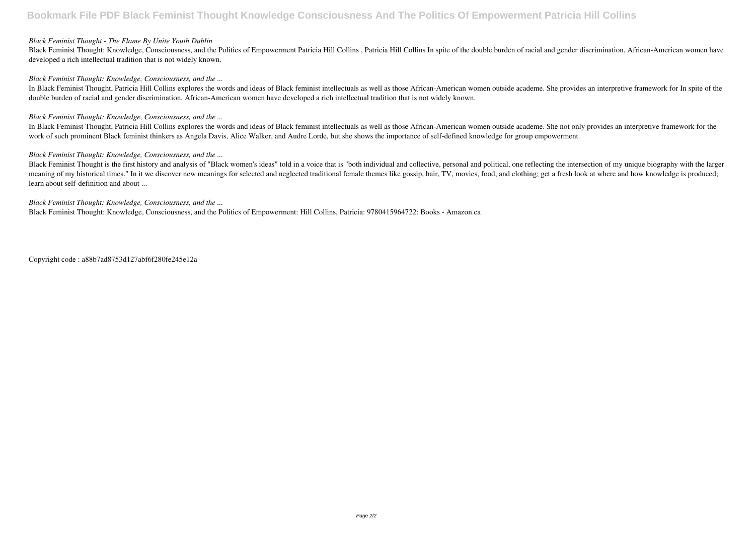*Black Feminist Thought - The Flame By Unite Youth Dublin*

Black Feminist Thought: Knowledge, Consciousness, and the Politics of Empowerment Patricia Hill Collins , Patricia Hill Collins In spite of the double burden of racial and gender discrimination, African-American women have developed a rich intellectual tradition that is not widely known.

*Black Feminist Thought: Knowledge, Consciousness, and the ...*

In Black Feminist Thought, Patricia Hill Collins explores the words and ideas of Black feminist intellectuals as well as those African-American women outside academe. She provides an interpretive framework for In spite of the double burden of racial and gender discrimination, African-American women have developed a rich intellectual tradition that is not widely known.

*Black Feminist Thought: Knowledge, Consciousness, and the ...*

In Black Feminist Thought, Patricia Hill Collins explores the words and ideas of Black feminist intellectuals as well as those African-American women outside academe. She not only provides an interpretive framework for the work of such prominent Black feminist thinkers as Angela Davis, Alice Walker, and Audre Lorde, but she shows the importance of self-defined knowledge for group empowerment.

*Black Feminist Thought: Knowledge, Consciousness, and the ...*

Black Feminist Thought is the first history and analysis of "Black women's ideas" told in a voice that is "both individual and collective, personal and political, one reflecting the intersection of my unique biography with the larger meaning of my historical times." In it we discover new meanings for selected and neglected traditional female themes like gossip, hair, TV, movies, food, and clothing; get a fresh look at where and how knowledge is produced; learn about self-definition and about ...

*Black Feminist Thought: Knowledge, Consciousness, and the ...*

Black Feminist Thought: Knowledge, Consciousness, and the Politics of Empowerment: Hill Collins, Patricia: 9780415964722: Books - Amazon.ca

Copyright code : a88b7ad8753d127abf6f280fe245e12a